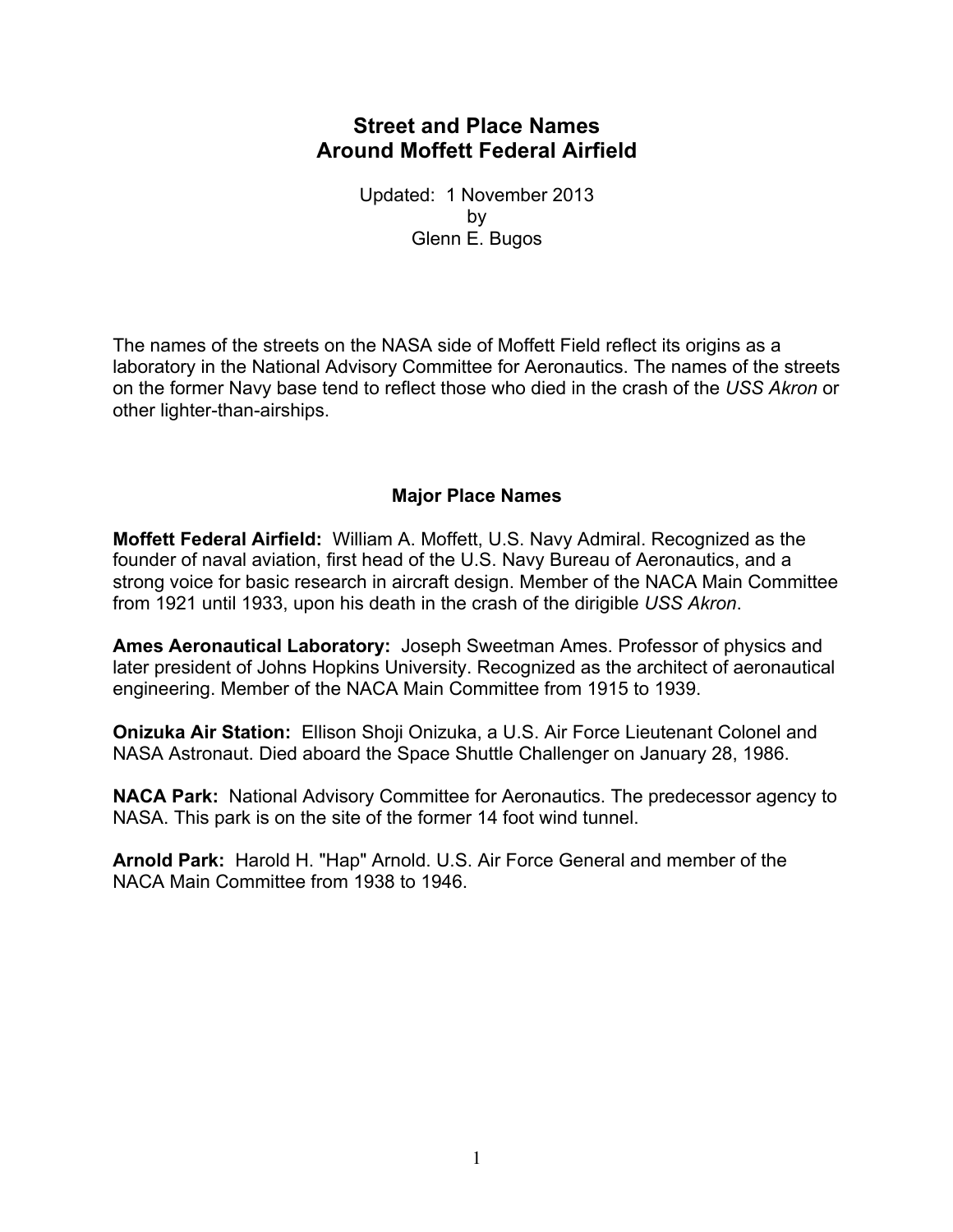# Street and Place Names Around Moffett Federal Airfield

Updated: 1 November 2013
by
Glenn E. Bugos

The names of the streets on the NASA side of Moffett Field reflect its origins as a laboratory in the National Advisory Committee for Aeronautics. The names of the streets on the former Navy base tend to reflect those who died in the crash of the *USS Akron* or other lighter-than-airships.

## Major Place Names

**Moffett Federal Airfield:** William A. Moffett, U.S. Navy Admiral. Recognized as the founder of naval aviation, first head of the U.S. Navy Bureau of Aeronautics, and a strong voice for basic research in aircraft design. Member of the NACA Main Committee from 1921 until 1933, upon his death in the crash of the dirigible *USS Akron*.

**Ames Aeronautical Laboratory:** Joseph Sweetman Ames. Professor of physics and later president of Johns Hopkins University. Recognized as the architect of aeronautical engineering. Member of the NACA Main Committee from 1915 to 1939.

**Onizuka Air Station:** Ellison Shoji Onizuka, a U.S. Air Force Lieutenant Colonel and NASA Astronaut. Died aboard the Space Shuttle Challenger on January 28, 1986.

**NACA Park:** National Advisory Committee for Aeronautics. The predecessor agency to NASA. This park is on the site of the former 14 foot wind tunnel.

**Arnold Park:** Harold H. "Hap" Arnold. U.S. Air Force General and member of the NACA Main Committee from 1938 to 1946.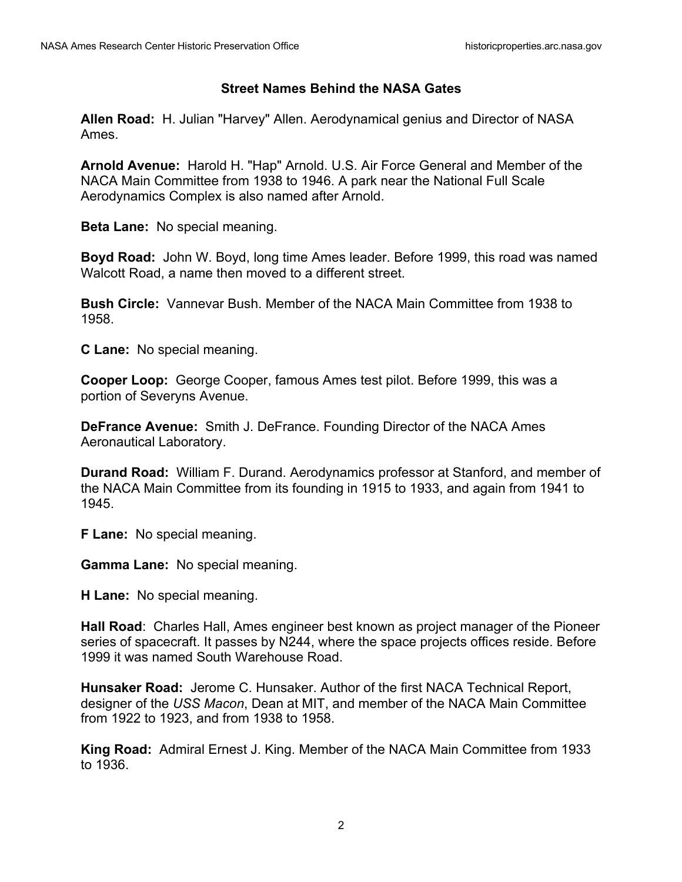## Street Names Behind the NASA Gates

**Allen Road:** H. Julian "Harvey" Allen. Aerodynamical genius and Director of NASA Ames.

**Arnold Avenue:** Harold H. "Hap" Arnold. U.S. Air Force General and Member of the NACA Main Committee from 1938 to 1946. A park near the National Full Scale Aerodynamics Complex is also named after Arnold.

**Beta Lane:** No special meaning.

**Boyd Road:** John W. Boyd, long time Ames leader. Before 1999, this road was named Walcott Road, a name then moved to a different street.

**Bush Circle:** Vannevar Bush. Member of the NACA Main Committee from 1938 to 1958.

**C Lane:** No special meaning.

**Cooper Loop:** George Cooper, famous Ames test pilot. Before 1999, this was a portion of Severyns Avenue.

**DeFrance Avenue:** Smith J. DeFrance. Founding Director of the NACA Ames Aeronautical Laboratory.

**Durand Road:** William F. Durand. Aerodynamics professor at Stanford, and member of the NACA Main Committee from its founding in 1915 to 1933, and again from 1941 to 1945.

**F Lane:** No special meaning.

**Gamma Lane:** No special meaning.

**H Lane:** No special meaning.

**Hall Road**: Charles Hall, Ames engineer best known as project manager of the Pioneer series of spacecraft. It passes by N244, where the space projects offices reside. Before 1999 it was named South Warehouse Road.

**Hunsaker Road:** Jerome C. Hunsaker. Author of the first NACA Technical Report, designer of the *USS Macon*, Dean at MIT, and member of the NACA Main Committee from 1922 to 1923, and from 1938 to 1958.

**King Road:** Admiral Ernest J. King. Member of the NACA Main Committee from 1933 to 1936.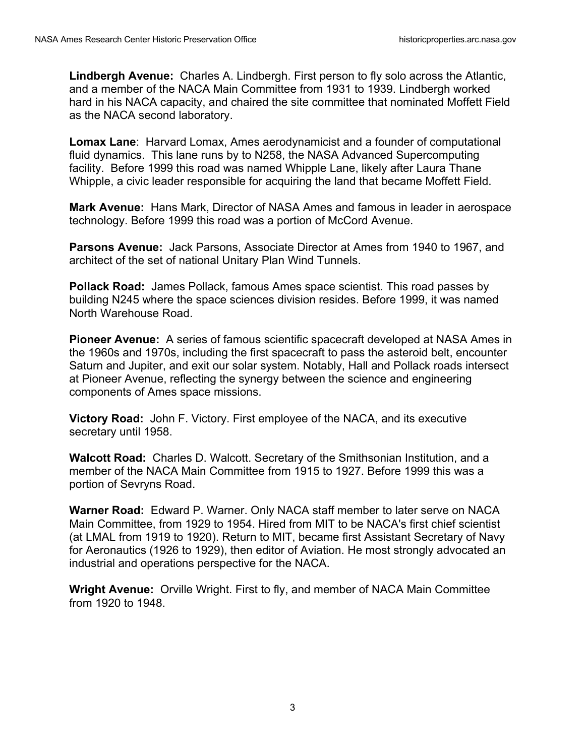**Lindbergh Avenue:** Charles A. Lindbergh. First person to fly solo across the Atlantic, and a member of the NACA Main Committee from 1931 to 1939. Lindbergh worked hard in his NACA capacity, and chaired the site committee that nominated Moffett Field as the NACA second laboratory.

**Lomax Lane**: Harvard Lomax, Ames aerodynamicist and a founder of computational fluid dynamics. This lane runs by to N258, the NASA Advanced Supercomputing facility. Before 1999 this road was named Whipple Lane, likely after Laura Thane Whipple, a civic leader responsible for acquiring the land that became Moffett Field.

**Mark Avenue:** Hans Mark, Director of NASA Ames and famous in leader in aerospace technology. Before 1999 this road was a portion of McCord Avenue.

**Parsons Avenue:** Jack Parsons, Associate Director at Ames from 1940 to 1967, and architect of the set of national Unitary Plan Wind Tunnels.

**Pollack Road:** James Pollack, famous Ames space scientist. This road passes by building N245 where the space sciences division resides. Before 1999, it was named North Warehouse Road.

**Pioneer Avenue:** A series of famous scientific spacecraft developed at NASA Ames in the 1960s and 1970s, including the first spacecraft to pass the asteroid belt, encounter Saturn and Jupiter, and exit our solar system. Notably, Hall and Pollack roads intersect at Pioneer Avenue, reflecting the synergy between the science and engineering components of Ames space missions.

**Victory Road:** John F. Victory. First employee of the NACA, and its executive secretary until 1958.

**Walcott Road:** Charles D. Walcott. Secretary of the Smithsonian Institution, and a member of the NACA Main Committee from 1915 to 1927. Before 1999 this was a portion of Sevryns Road.

**Warner Road:** Edward P. Warner. Only NACA staff member to later serve on NACA Main Committee, from 1929 to 1954. Hired from MIT to be NACA's first chief scientist (at LMAL from 1919 to 1920). Return to MIT, became first Assistant Secretary of Navy for Aeronautics (1926 to 1929), then editor of Aviation. He most strongly advocated an industrial and operations perspective for the NACA.

**Wright Avenue:** Orville Wright. First to fly, and member of NACA Main Committee from 1920 to 1948.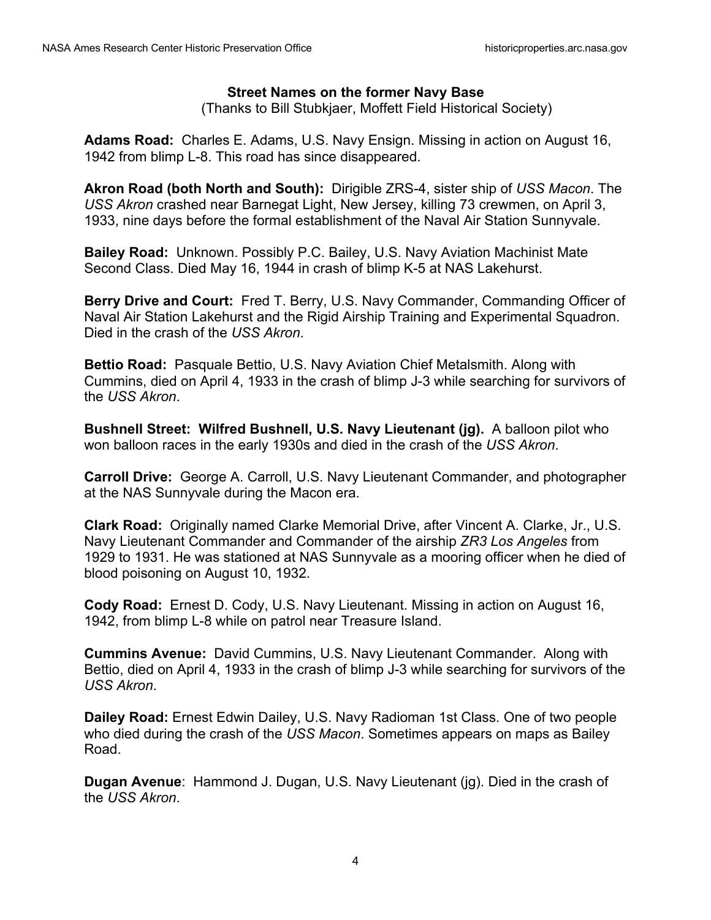**Street Names on the former Navy Base**

(Thanks to Bill Stubkjaer, Moffett Field Historical Society)

**Adams Road:** Charles E. Adams, U.S. Navy Ensign. Missing in action on August 16, 1942 from blimp L-8. This road has since disappeared.

**Akron Road (both North and South):** Dirigible ZRS-4, sister ship of *USS Macon*. The *USS Akron* crashed near Barnegat Light, New Jersey, killing 73 crewmen, on April 3, 1933, nine days before the formal establishment of the Naval Air Station Sunnyvale.

**Bailey Road:** Unknown. Possibly P.C. Bailey, U.S. Navy Aviation Machinist Mate Second Class. Died May 16, 1944 in crash of blimp K-5 at NAS Lakehurst.

**Berry Drive and Court:** Fred T. Berry, U.S. Navy Commander, Commanding Officer of Naval Air Station Lakehurst and the Rigid Airship Training and Experimental Squadron. Died in the crash of the *USS Akron*.

**Bettio Road:** Pasquale Bettio, U.S. Navy Aviation Chief Metalsmith. Along with Cummins, died on April 4, 1933 in the crash of blimp J-3 while searching for survivors of the *USS Akron*.

**Bushnell Street: Wilfred Bushnell, U.S. Navy Lieutenant (jg).** A balloon pilot who won balloon races in the early 1930s and died in the crash of the *USS Akron*.

**Carroll Drive:** George A. Carroll, U.S. Navy Lieutenant Commander, and photographer at the NAS Sunnyvale during the Macon era.

**Clark Road:** Originally named Clarke Memorial Drive, after Vincent A. Clarke, Jr., U.S. Navy Lieutenant Commander and Commander of the airship *ZR3 Los Angeles* from 1929 to 1931. He was stationed at NAS Sunnyvale as a mooring officer when he died of blood poisoning on August 10, 1932.

**Cody Road:** Ernest D. Cody, U.S. Navy Lieutenant. Missing in action on August 16, 1942, from blimp L-8 while on patrol near Treasure Island.

**Cummins Avenue:** David Cummins, U.S. Navy Lieutenant Commander. Along with Bettio, died on April 4, 1933 in the crash of blimp J-3 while searching for survivors of the *USS Akron*.

**Dailey Road:** Ernest Edwin Dailey, U.S. Navy Radioman 1st Class. One of two people who died during the crash of the *USS Macon*. Sometimes appears on maps as Bailey Road.

**Dugan Avenue**: Hammond J. Dugan, U.S. Navy Lieutenant (jg). Died in the crash of the *USS Akron*.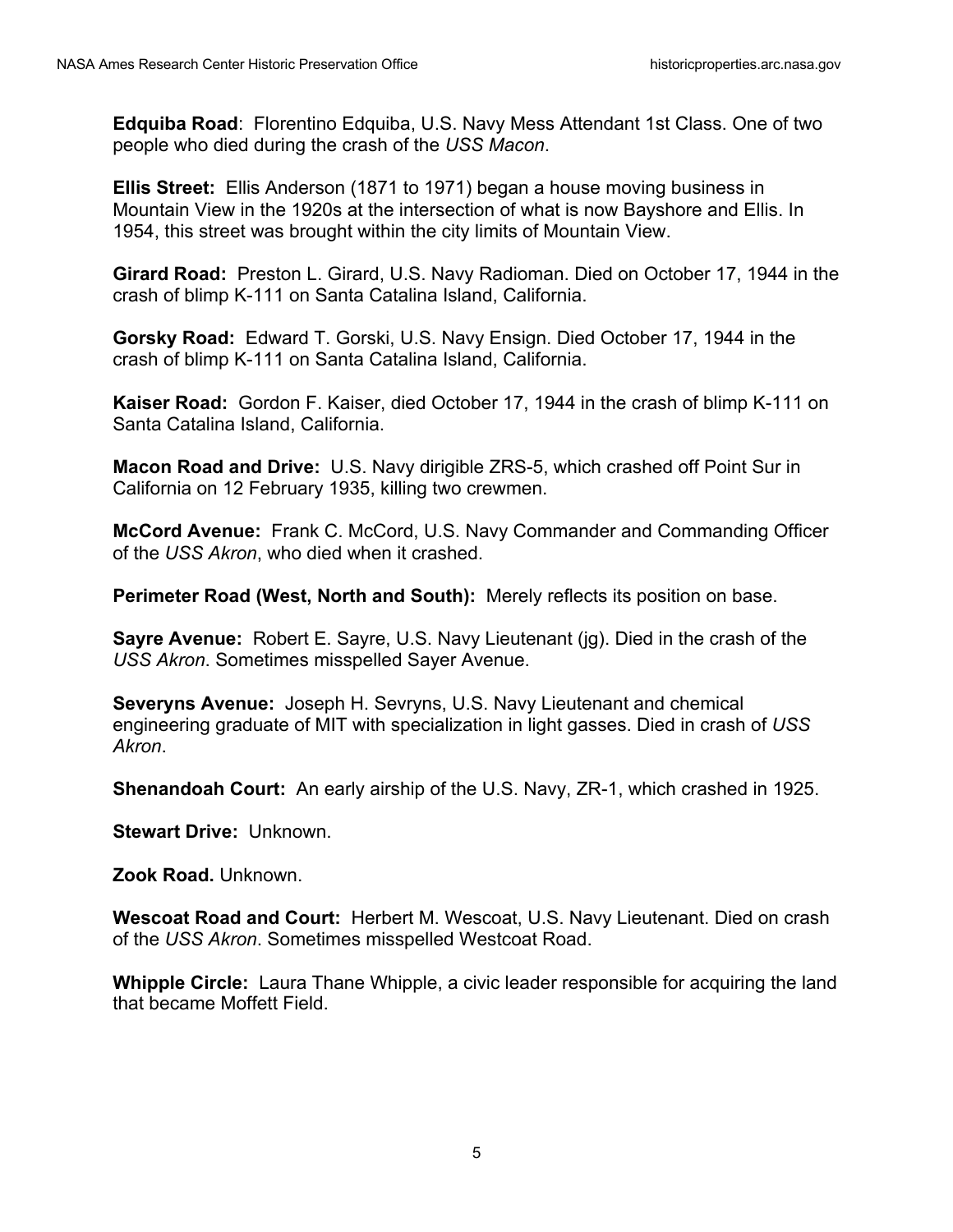**Edquiba Road**: Florentino Edquiba, U.S. Navy Mess Attendant 1st Class. One of two people who died during the crash of the *USS Macon*.

**Ellis Street:** Ellis Anderson (1871 to 1971) began a house moving business in Mountain View in the 1920s at the intersection of what is now Bayshore and Ellis. In 1954, this street was brought within the city limits of Mountain View.

**Girard Road:** Preston L. Girard, U.S. Navy Radioman. Died on October 17, 1944 in the crash of blimp K-111 on Santa Catalina Island, California.

**Gorsky Road:** Edward T. Gorski, U.S. Navy Ensign. Died October 17, 1944 in the crash of blimp K-111 on Santa Catalina Island, California.

**Kaiser Road:** Gordon F. Kaiser, died October 17, 1944 in the crash of blimp K-111 on Santa Catalina Island, California.

**Macon Road and Drive:** U.S. Navy dirigible ZRS-5, which crashed off Point Sur in California on 12 February 1935, killing two crewmen.

**McCord Avenue:** Frank C. McCord, U.S. Navy Commander and Commanding Officer of the *USS Akron*, who died when it crashed.

**Perimeter Road (West, North and South):** Merely reflects its position on base.

**Sayre Avenue:** Robert E. Sayre, U.S. Navy Lieutenant (jg). Died in the crash of the *USS Akron*. Sometimes misspelled Sayer Avenue.

**Severyns Avenue:** Joseph H. Sevryns, U.S. Navy Lieutenant and chemical engineering graduate of MIT with specialization in light gasses. Died in crash of *USS Akron*.

**Shenandoah Court:** An early airship of the U.S. Navy, ZR-1, which crashed in 1925.

**Stewart Drive:** Unknown.

**Zook Road.** Unknown.

**Wescoat Road and Court:** Herbert M. Wescoat, U.S. Navy Lieutenant. Died on crash of the *USS Akron*. Sometimes misspelled Westcoat Road.

**Whipple Circle:** Laura Thane Whipple, a civic leader responsible for acquiring the land that became Moffett Field.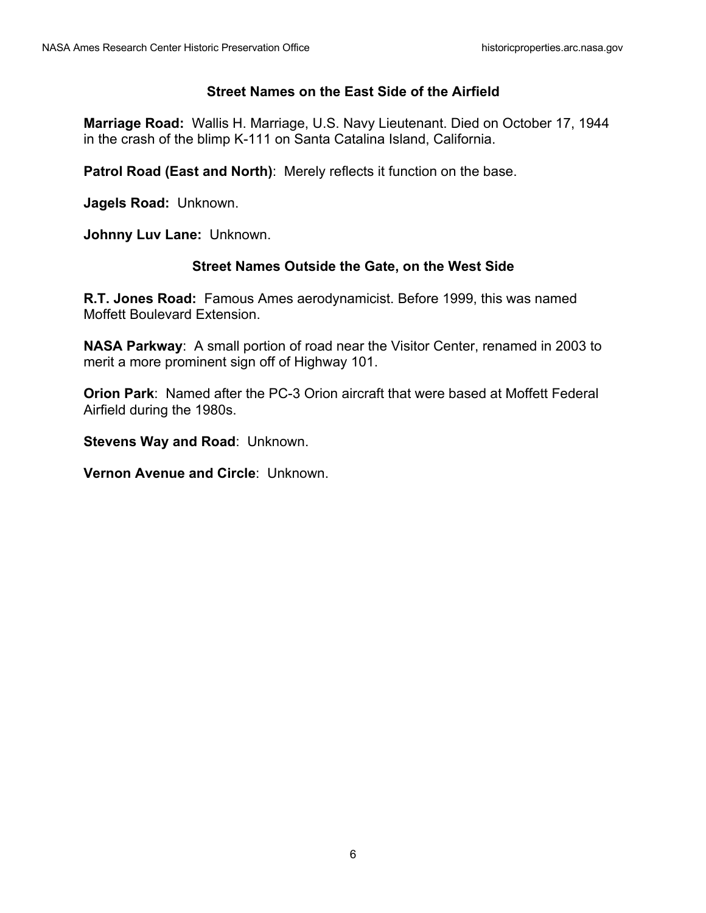## Street Names on the East Side of the Airfield

**Marriage Road:** Wallis H. Marriage, U.S. Navy Lieutenant. Died on October 17, 1944 in the crash of the blimp K-111 on Santa Catalina Island, California.

**Patrol Road (East and North)**: Merely reflects it function on the base.

**Jagels Road:** Unknown.

**Johnny Luv Lane:** Unknown.

## Street Names Outside the Gate, on the West Side

**R.T. Jones Road:** Famous Ames aerodynamicist. Before 1999, this was named Moffett Boulevard Extension.

**NASA Parkway**: A small portion of road near the Visitor Center, renamed in 2003 to merit a more prominent sign off of Highway 101.

**Orion Park**: Named after the PC-3 Orion aircraft that were based at Moffett Federal Airfield during the 1980s.

**Stevens Way and Road**: Unknown.

**Vernon Avenue and Circle**: Unknown.